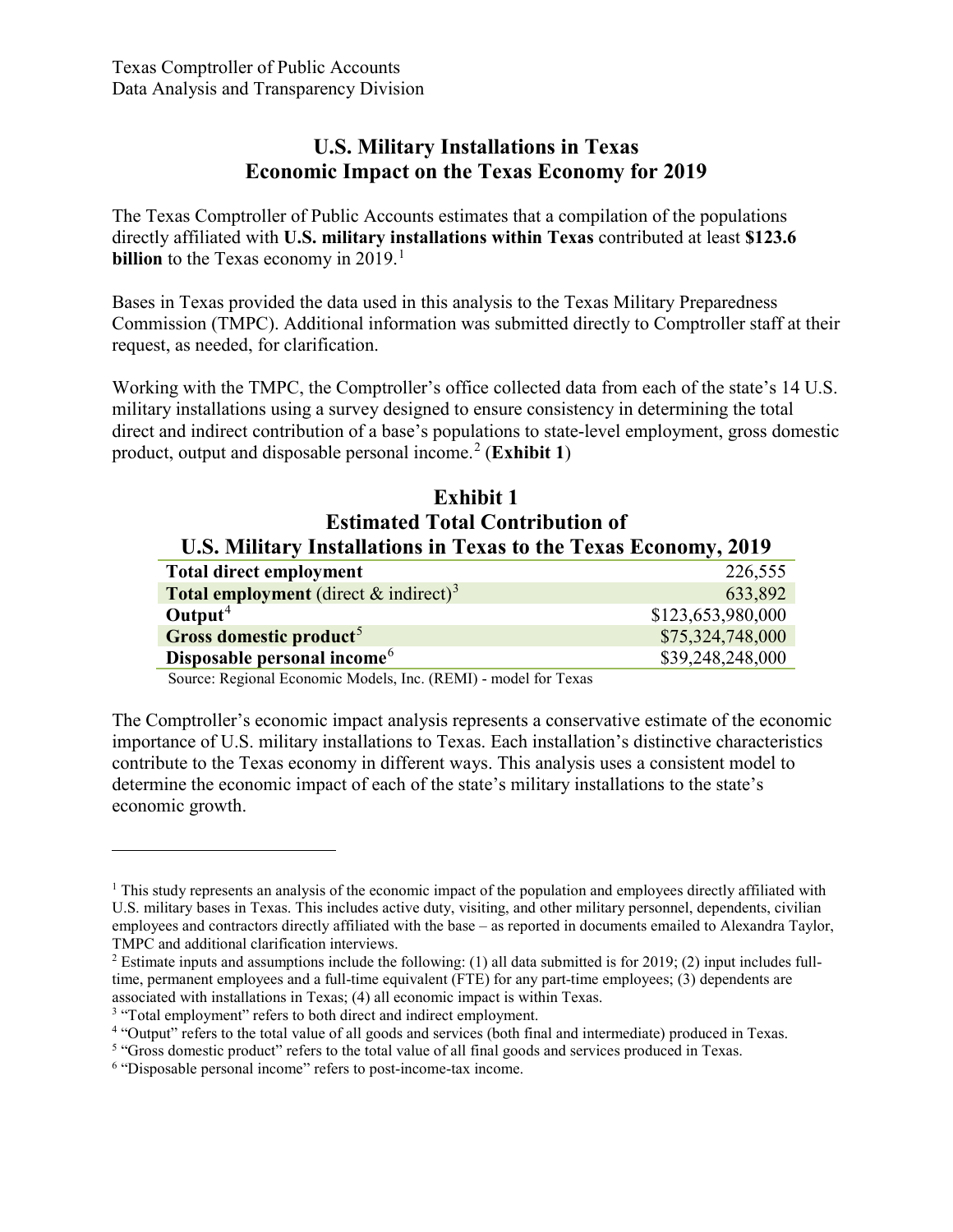Texas Comptroller of Public Accounts
Data Analysis and Transparency Division

# U.S. Military Installations in Texas
# Economic Impact on the Texas Economy for 2019

The Texas Comptroller of Public Accounts estimates that a compilation of the populations directly affiliated with **U.S. military installations within Texas** contributed at least **$123.6 billion** to the Texas economy in 2019.[1]

Bases in Texas provided the data used in this analysis to the Texas Military Preparedness Commission (TMPC). Additional information was submitted directly to Comptroller staff at their request, as needed, for clarification.

Working with the TMPC, the Comptroller's office collected data from each of the state's 14 U.S. military installations using a survey designed to ensure consistency in determining the total direct and indirect contribution of a base's populations to state-level employment, gross domestic product, output and disposable personal income.[2] (**Exhibit 1**)

## Exhibit 1
## Estimated Total Contribution of U.S. Military Installations in Texas to the Texas Economy, 2019

| | |
|---|---|
| **Total direct employment** | 226,555 |
| **Total employment** (direct & indirect)[3] | 633,892 |
| **Output**[4] | $123,653,980,000 |
| **Gross domestic product**[5] | $75,324,748,000 |
| **Disposable personal income**[6] | $39,248,248,000 |

Source: Regional Economic Models, Inc. (REMI) - model for Texas

The Comptroller's economic impact analysis represents a conservative estimate of the economic importance of U.S. military installations to Texas. Each installation's distinctive characteristics contribute to the Texas economy in different ways. This analysis uses a consistent model to determine the economic impact of each of the state's military installations to the state's economic growth.

---

[1] This study represents an analysis of the economic impact of the population and employees directly affiliated with U.S. military bases in Texas. This includes active duty, visiting, and other military personnel, dependents, civilian employees and contractors directly affiliated with the base – as reported in documents emailed to Alexandra Taylor, TMPC and additional clarification interviews.

[2] Estimate inputs and assumptions include the following: (1) all data submitted is for 2019; (2) input includes full-time, permanent employees and a full-time equivalent (FTE) for any part-time employees; (3) dependents are associated with installations in Texas; (4) all economic impact is within Texas.

[3] "Total employment" refers to both direct and indirect employment.

[4] "Output" refers to the total value of all goods and services (both final and intermediate) produced in Texas.

[5] "Gross domestic product" refers to the total value of all final goods and services produced in Texas.

[6] "Disposable personal income" refers to post-income-tax income.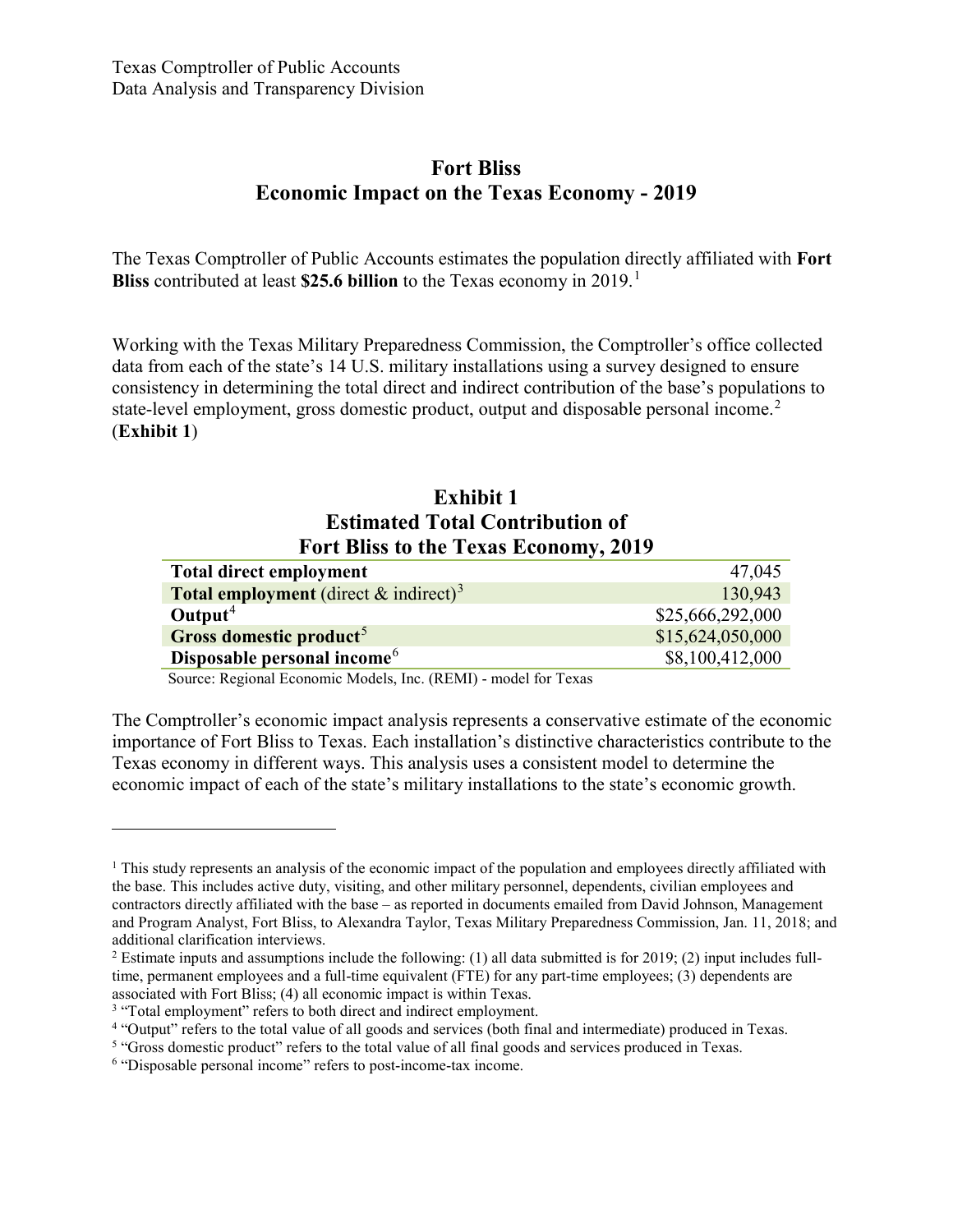Texas Comptroller of Public Accounts
Data Analysis and Transparency Division

# Fort Bliss
## Economic Impact on the Texas Economy - 2019

The Texas Comptroller of Public Accounts estimates the population directly affiliated with **Fort Bliss** contributed at least **$25.6 billion** to the Texas economy in 2019.[1]

Working with the Texas Military Preparedness Commission, the Comptroller's office collected data from each of the state's 14 U.S. military installations using a survey designed to ensure consistency in determining the total direct and indirect contribution of the base's populations to state-level employment, gross domestic product, output and disposable personal income.[2] (**Exhibit 1**)

### Exhibit 1
### Estimated Total Contribution of Fort Bliss to the Texas Economy, 2019

| | |
|---|---:|
| **Total direct employment** | 47,045 |
| **Total employment** (direct & indirect)[3] | 130,943 |
| **Output**[4] | $25,666,292,000 |
| **Gross domestic product**[5] | $15,624,050,000 |
| **Disposable personal income**[6] | $8,100,412,000 |

Source: Regional Economic Models, Inc. (REMI) - model for Texas

The Comptroller's economic impact analysis represents a conservative estimate of the economic importance of Fort Bliss to Texas. Each installation's distinctive characteristics contribute to the Texas economy in different ways. This analysis uses a consistent model to determine the economic impact of each of the state's military installations to the state's economic growth.

---

[1] This study represents an analysis of the economic impact of the population and employees directly affiliated with the base. This includes active duty, visiting, and other military personnel, dependents, civilian employees and contractors directly affiliated with the base – as reported in documents emailed from David Johnson, Management and Program Analyst, Fort Bliss, to Alexandra Taylor, Texas Military Preparedness Commission, Jan. 11, 2018; and additional clarification interviews.

[2] Estimate inputs and assumptions include the following: (1) all data submitted is for 2019; (2) input includes full-time, permanent employees and a full-time equivalent (FTE) for any part-time employees; (3) dependents are associated with Fort Bliss; (4) all economic impact is within Texas.

[3] "Total employment" refers to both direct and indirect employment.

[4] "Output" refers to the total value of all goods and services (both final and intermediate) produced in Texas.

[5] "Gross domestic product" refers to the total value of all final goods and services produced in Texas.

[6] "Disposable personal income" refers to post-income-tax income.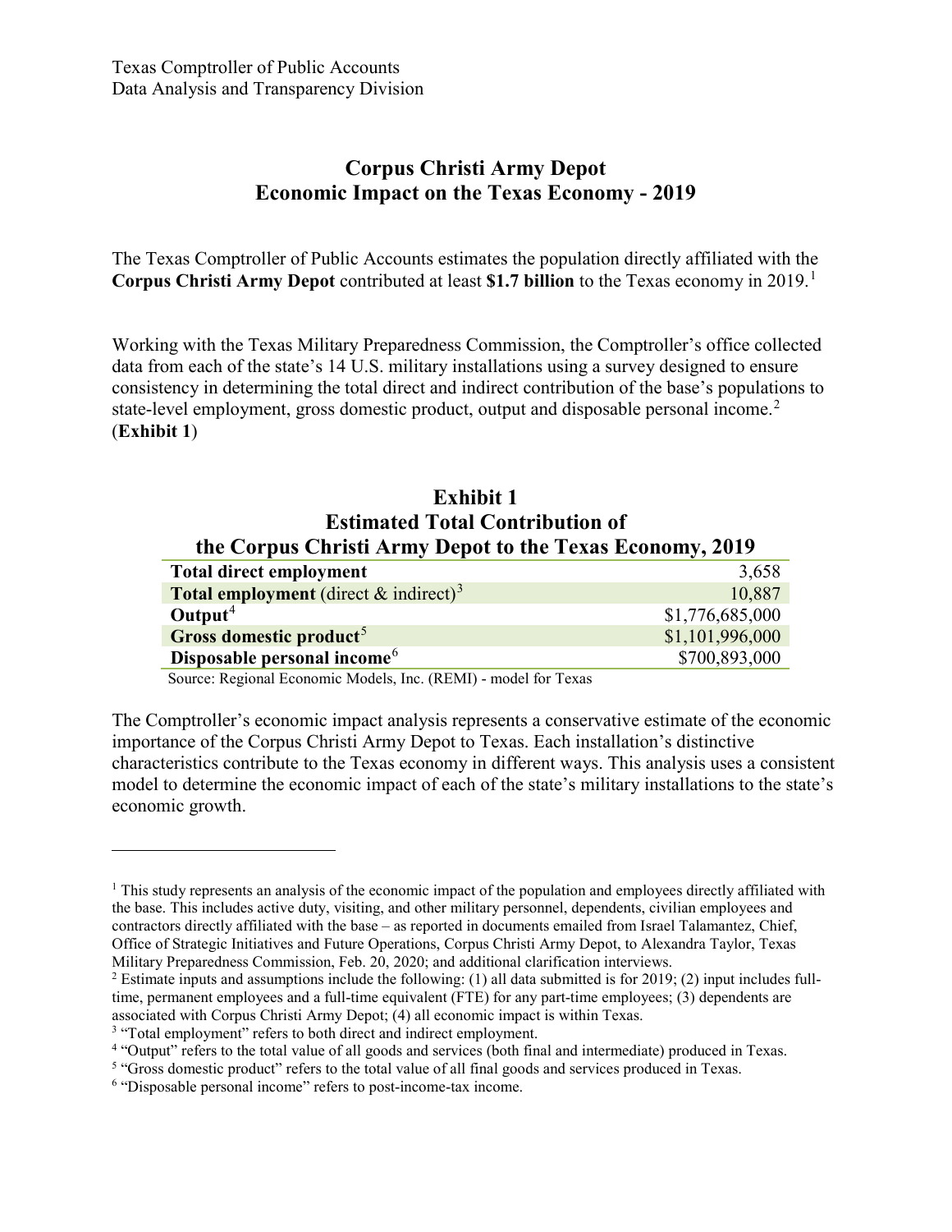Texas Comptroller of Public Accounts
Data Analysis and Transparency Division

# Corpus Christi Army Depot Economic Impact on the Texas Economy - 2019

The Texas Comptroller of Public Accounts estimates the population directly affiliated with the **Corpus Christi Army Depot** contributed at least **$1.7 billion** to the Texas economy in 2019.[1]

Working with the Texas Military Preparedness Commission, the Comptroller's office collected data from each of the state's 14 U.S. military installations using a survey designed to ensure consistency in determining the total direct and indirect contribution of the base's populations to state-level employment, gross domestic product, output and disposable personal income.[2] (**Exhibit 1**)

**Exhibit 1**
**Estimated Total Contribution of the Corpus Christi Army Depot to the Texas Economy, 2019**

| | |
|---|---:|
| **Total direct employment** | 3,658 |
| **Total employment** (direct & indirect)[3] | 10,887 |
| **Output**[4] | $1,776,685,000 |
| **Gross domestic product**[5] | $1,101,996,000 |
| **Disposable personal income**[6] | $700,893,000 |

Source: Regional Economic Models, Inc. (REMI) - model for Texas

The Comptroller's economic impact analysis represents a conservative estimate of the economic importance of the Corpus Christi Army Depot to Texas. Each installation's distinctive characteristics contribute to the Texas economy in different ways. This analysis uses a consistent model to determine the economic impact of each of the state's military installations to the state's economic growth.

---

[1] This study represents an analysis of the economic impact of the population and employees directly affiliated with the base. This includes active duty, visiting, and other military personnel, dependents, civilian employees and contractors directly affiliated with the base – as reported in documents emailed from Israel Talamantez, Chief, Office of Strategic Initiatives and Future Operations, Corpus Christi Army Depot, to Alexandra Taylor, Texas Military Preparedness Commission, Feb. 20, 2020; and additional clarification interviews.

[2] Estimate inputs and assumptions include the following: (1) all data submitted is for 2019; (2) input includes full-time, permanent employees and a full-time equivalent (FTE) for any part-time employees; (3) dependents are associated with Corpus Christi Army Depot; (4) all economic impact is within Texas.

[3] "Total employment" refers to both direct and indirect employment.

[4] "Output" refers to the total value of all goods and services (both final and intermediate) produced in Texas.

[5] "Gross domestic product" refers to the total value of all final goods and services produced in Texas.

[6] "Disposable personal income" refers to post-income-tax income.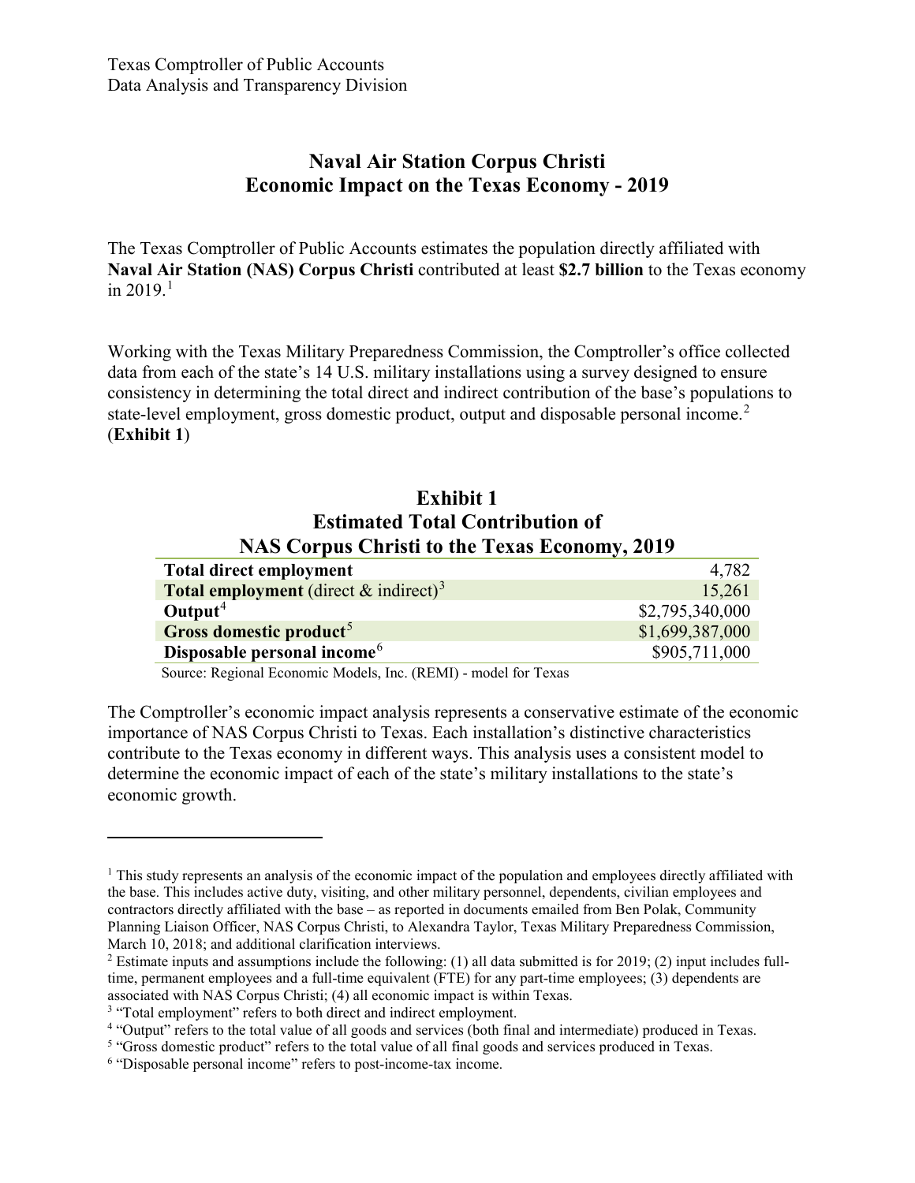Texas Comptroller of Public Accounts
Data Analysis and Transparency Division

# Naval Air Station Corpus Christi Economic Impact on the Texas Economy - 2019

The Texas Comptroller of Public Accounts estimates the population directly affiliated with **Naval Air Station (NAS) Corpus Christi** contributed at least **$2.7 billion** to the Texas economy in 2019.[1]

Working with the Texas Military Preparedness Commission, the Comptroller's office collected data from each of the state's 14 U.S. military installations using a survey designed to ensure consistency in determining the total direct and indirect contribution of the base's populations to state-level employment, gross domestic product, output and disposable personal income.[2] (**Exhibit 1**)

## Exhibit 1
## Estimated Total Contribution of NAS Corpus Christi to the Texas Economy, 2019

| | |
|---|---:|
| **Total direct employment** | 4,782 |
| **Total employment** (direct & indirect)[3] | 15,261 |
| **Output**[4] | $2,795,340,000 |
| **Gross domestic product**[5] | $1,699,387,000 |
| **Disposable personal income**[6] | $905,711,000 |

Source: Regional Economic Models, Inc. (REMI) - model for Texas

The Comptroller's economic impact analysis represents a conservative estimate of the economic importance of NAS Corpus Christi to Texas. Each installation's distinctive characteristics contribute to the Texas economy in different ways. This analysis uses a consistent model to determine the economic impact of each of the state's military installations to the state's economic growth.

---

[1] This study represents an analysis of the economic impact of the population and employees directly affiliated with the base. This includes active duty, visiting, and other military personnel, dependents, civilian employees and contractors directly affiliated with the base – as reported in documents emailed from Ben Polak, Community Planning Liaison Officer, NAS Corpus Christi, to Alexandra Taylor, Texas Military Preparedness Commission, March 10, 2018; and additional clarification interviews.

[2] Estimate inputs and assumptions include the following: (1) all data submitted is for 2019; (2) input includes full-time, permanent employees and a full-time equivalent (FTE) for any part-time employees; (3) dependents are associated with NAS Corpus Christi; (4) all economic impact is within Texas.

[3] "Total employment" refers to both direct and indirect employment.

[4] "Output" refers to the total value of all goods and services (both final and intermediate) produced in Texas.

[5] "Gross domestic product" refers to the total value of all final goods and services produced in Texas.

[6] "Disposable personal income" refers to post-income-tax income.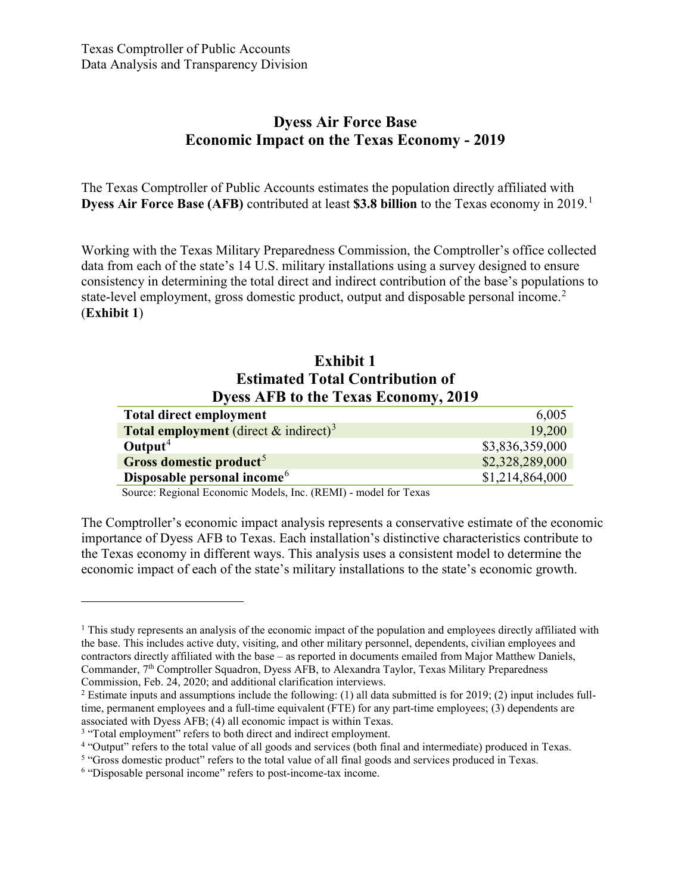Texas Comptroller of Public Accounts
Data Analysis and Transparency Division

# Dyess Air Force Base
# Economic Impact on the Texas Economy - 2019

The Texas Comptroller of Public Accounts estimates the population directly affiliated with **Dyess Air Force Base (AFB)** contributed at least **$3.8 billion** to the Texas economy in 2019.[1]

Working with the Texas Military Preparedness Commission, the Comptroller's office collected data from each of the state's 14 U.S. military installations using a survey designed to ensure consistency in determining the total direct and indirect contribution of the base's populations to state-level employment, gross domestic product, output and disposable personal income.[2] (**Exhibit 1**)

**Exhibit 1**
**Estimated Total Contribution of Dyess AFB to the Texas Economy, 2019**

| | |
|---|---:|
| **Total direct employment** | 6,005 |
| **Total employment** (direct & indirect)[3] | 19,200 |
| **Output**[4] | $3,836,359,000 |
| **Gross domestic product**[5] | $2,328,289,000 |
| **Disposable personal income**[6] | $1,214,864,000 |

Source: Regional Economic Models, Inc. (REMI) - model for Texas

The Comptroller's economic impact analysis represents a conservative estimate of the economic importance of Dyess AFB to Texas. Each installation's distinctive characteristics contribute to the Texas economy in different ways. This analysis uses a consistent model to determine the economic impact of each of the state's military installations to the state's economic growth.

---

[1] This study represents an analysis of the economic impact of the population and employees directly affiliated with the base. This includes active duty, visiting, and other military personnel, dependents, civilian employees and contractors directly affiliated with the base – as reported in documents emailed from Major Matthew Daniels, Commander, 7th Comptroller Squadron, Dyess AFB, to Alexandra Taylor, Texas Military Preparedness Commission, Feb. 24, 2020; and additional clarification interviews.

[2] Estimate inputs and assumptions include the following: (1) all data submitted is for 2019; (2) input includes full-time, permanent employees and a full-time equivalent (FTE) for any part-time employees; (3) dependents are associated with Dyess AFB; (4) all economic impact is within Texas.

[3] "Total employment" refers to both direct and indirect employment.

[4] "Output" refers to the total value of all goods and services (both final and intermediate) produced in Texas.

[5] "Gross domestic product" refers to the total value of all final goods and services produced in Texas.

[6] "Disposable personal income" refers to post-income-tax income.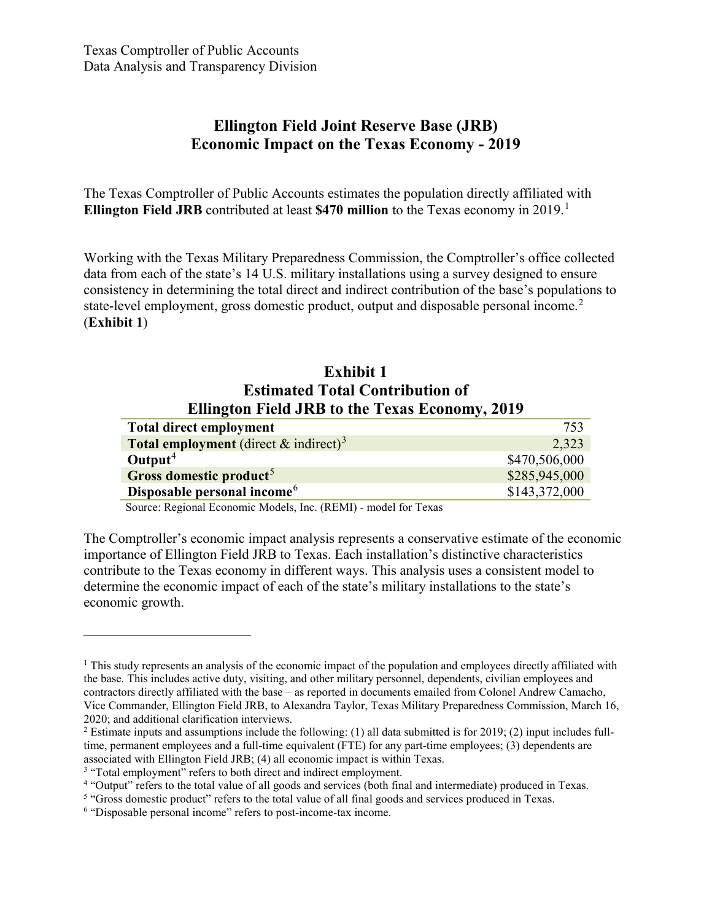Texas Comptroller of Public Accounts
Data Analysis and Transparency Division

# Ellington Field Joint Reserve Base (JRB) Economic Impact on the Texas Economy - 2019

The Texas Comptroller of Public Accounts estimates the population directly affiliated with **Ellington Field JRB** contributed at least **$470 million** to the Texas economy in 2019.[1]

Working with the Texas Military Preparedness Commission, the Comptroller's office collected data from each of the state's 14 U.S. military installations using a survey designed to ensure consistency in determining the total direct and indirect contribution of the base's populations to state-level employment, gross domestic product, output and disposable personal income.[2] (**Exhibit 1**)

## Exhibit 1
## Estimated Total Contribution of Ellington Field JRB to the Texas Economy, 2019

| | |
|---|---|
| **Total direct employment** | 753 |
| **Total employment** (direct & indirect)[3] | 2,323 |
| **Output**[4] | $470,506,000 |
| **Gross domestic product**[5] | $285,945,000 |
| **Disposable personal income**[6] | $143,372,000 |

Source: Regional Economic Models, Inc. (REMI) - model for Texas

The Comptroller's economic impact analysis represents a conservative estimate of the economic importance of Ellington Field JRB to Texas. Each installation's distinctive characteristics contribute to the Texas economy in different ways. This analysis uses a consistent model to determine the economic impact of each of the state's military installations to the state's economic growth.

---

[1] This study represents an analysis of the economic impact of the population and employees directly affiliated with the base. This includes active duty, visiting, and other military personnel, dependents, civilian employees and contractors directly affiliated with the base – as reported in documents emailed from Colonel Andrew Camacho, Vice Commander, Ellington Field JRB, to Alexandra Taylor, Texas Military Preparedness Commission, March 16, 2020; and additional clarification interviews.

[2] Estimate inputs and assumptions include the following: (1) all data submitted is for 2019; (2) input includes full-time, permanent employees and a full-time equivalent (FTE) for any part-time employees; (3) dependents are associated with Ellington Field JRB; (4) all economic impact is within Texas.

[3] "Total employment" refers to both direct and indirect employment.

[4] "Output" refers to the total value of all goods and services (both final and intermediate) produced in Texas.

[5] "Gross domestic product" refers to the total value of all final goods and services produced in Texas.

[6] "Disposable personal income" refers to post-income-tax income.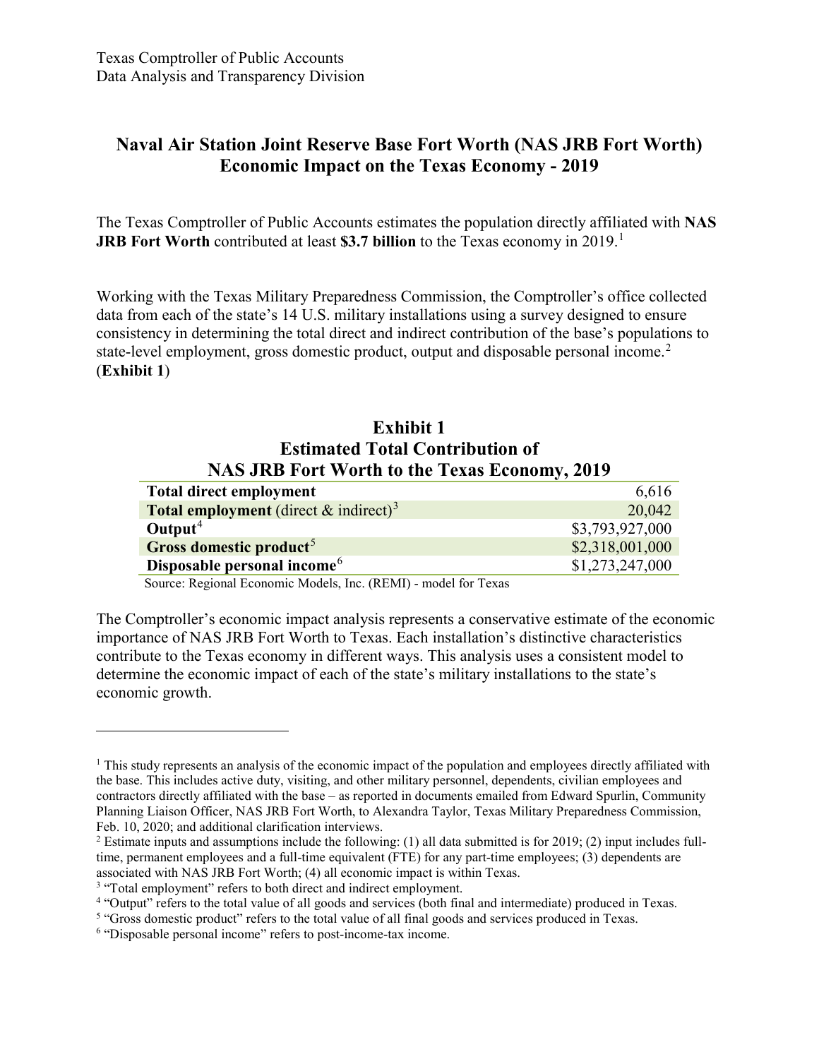Texas Comptroller of Public Accounts
Data Analysis and Transparency Division

# Naval Air Station Joint Reserve Base Fort Worth (NAS JRB Fort Worth) Economic Impact on the Texas Economy - 2019

The Texas Comptroller of Public Accounts estimates the population directly affiliated with **NAS JRB Fort Worth** contributed at least **$3.7 billion** to the Texas economy in 2019.[1]

Working with the Texas Military Preparedness Commission, the Comptroller's office collected data from each of the state's 14 U.S. military installations using a survey designed to ensure consistency in determining the total direct and indirect contribution of the base's populations to state-level employment, gross domestic product, output and disposable personal income.[2] (**Exhibit 1**)

## Exhibit 1
## Estimated Total Contribution of NAS JRB Fort Worth to the Texas Economy, 2019

| | |
|---|---:|
| **Total direct employment** | 6,616 |
| **Total employment** (direct & indirect)[3] | 20,042 |
| **Output**[4] | $3,793,927,000 |
| **Gross domestic product**[5] | $2,318,001,000 |
| **Disposable personal income**[6] | $1,273,247,000 |

Source: Regional Economic Models, Inc. (REMI) - model for Texas

The Comptroller's economic impact analysis represents a conservative estimate of the economic importance of NAS JRB Fort Worth to Texas. Each installation's distinctive characteristics contribute to the Texas economy in different ways. This analysis uses a consistent model to determine the economic impact of each of the state's military installations to the state's economic growth.

---

[1] This study represents an analysis of the economic impact of the population and employees directly affiliated with the base. This includes active duty, visiting, and other military personnel, dependents, civilian employees and contractors directly affiliated with the base – as reported in documents emailed from Edward Spurlin, Community Planning Liaison Officer, NAS JRB Fort Worth, to Alexandra Taylor, Texas Military Preparedness Commission, Feb. 10, 2020; and additional clarification interviews.

[2] Estimate inputs and assumptions include the following: (1) all data submitted is for 2019; (2) input includes full-time, permanent employees and a full-time equivalent (FTE) for any part-time employees; (3) dependents are associated with NAS JRB Fort Worth; (4) all economic impact is within Texas.

[3] "Total employment" refers to both direct and indirect employment.

[4] "Output" refers to the total value of all goods and services (both final and intermediate) produced in Texas.

[5] "Gross domestic product" refers to the total value of all final goods and services produced in Texas.

[6] "Disposable personal income" refers to post-income-tax income.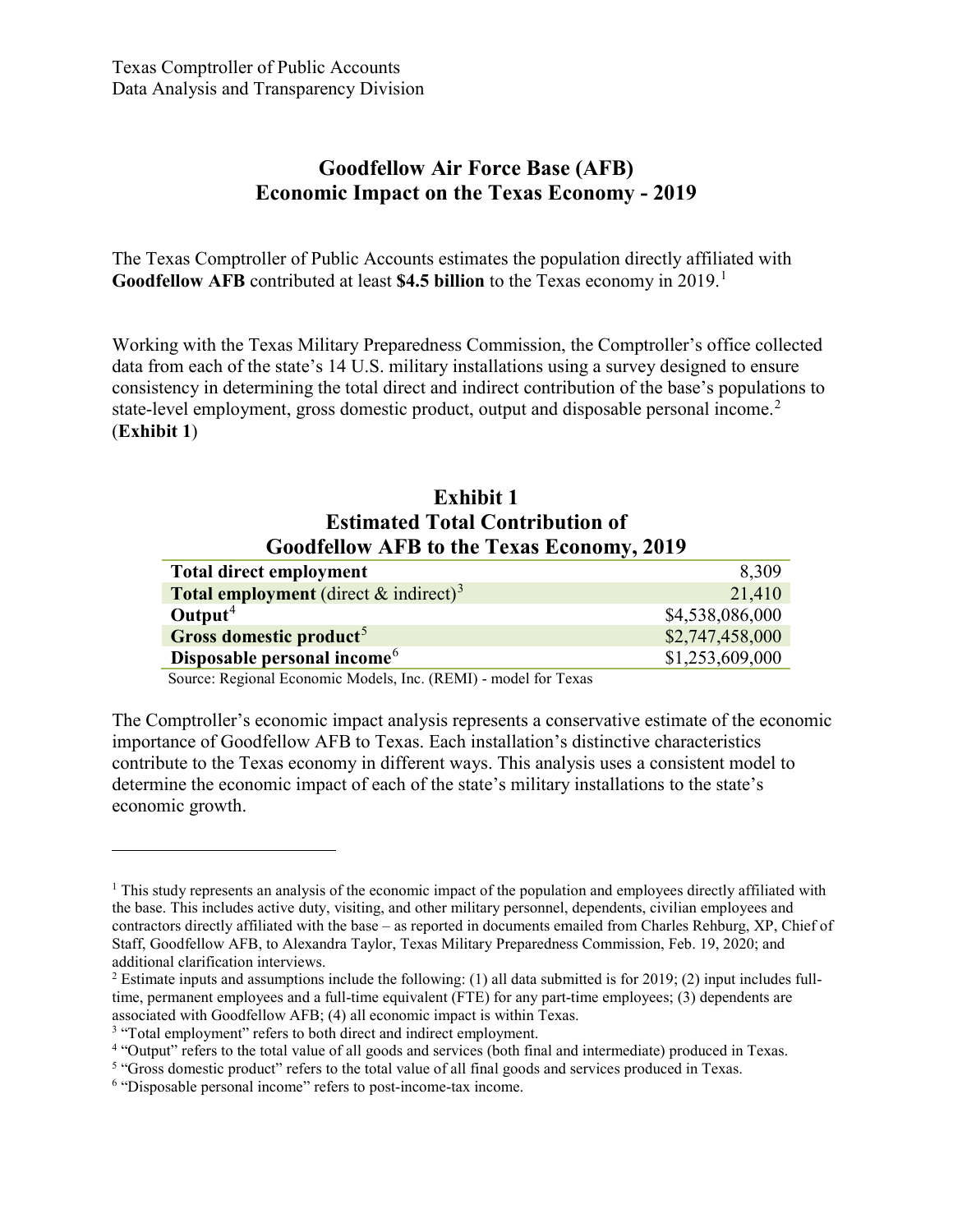Texas Comptroller of Public Accounts
Data Analysis and Transparency Division

# Goodfellow Air Force Base (AFB) Economic Impact on the Texas Economy - 2019

The Texas Comptroller of Public Accounts estimates the population directly affiliated with **Goodfellow AFB** contributed at least **$4.5 billion** to the Texas economy in 2019.[1]

Working with the Texas Military Preparedness Commission, the Comptroller's office collected data from each of the state's 14 U.S. military installations using a survey designed to ensure consistency in determining the total direct and indirect contribution of the base's populations to state-level employment, gross domestic product, output and disposable personal income.[2] (**Exhibit 1**)

## Exhibit 1
### Estimated Total Contribution of Goodfellow AFB to the Texas Economy, 2019

| | |
|---|---|
| **Total direct employment** | 8,309 |
| **Total employment** (direct & indirect)[3] | 21,410 |
| **Output**[4] | $4,538,086,000 |
| **Gross domestic product**[5] | $2,747,458,000 |
| **Disposable personal income**[6] | $1,253,609,000 |

Source: Regional Economic Models, Inc. (REMI) - model for Texas

The Comptroller's economic impact analysis represents a conservative estimate of the economic importance of Goodfellow AFB to Texas. Each installation's distinctive characteristics contribute to the Texas economy in different ways. This analysis uses a consistent model to determine the economic impact of each of the state's military installations to the state's economic growth.

---

[1] This study represents an analysis of the economic impact of the population and employees directly affiliated with the base. This includes active duty, visiting, and other military personnel, dependents, civilian employees and contractors directly affiliated with the base – as reported in documents emailed from Charles Rehburg, XP, Chief of Staff, Goodfellow AFB, to Alexandra Taylor, Texas Military Preparedness Commission, Feb. 19, 2020; and additional clarification interviews.

[2] Estimate inputs and assumptions include the following: (1) all data submitted is for 2019; (2) input includes full-time, permanent employees and a full-time equivalent (FTE) for any part-time employees; (3) dependents are associated with Goodfellow AFB; (4) all economic impact is within Texas.

[3] "Total employment" refers to both direct and indirect employment.

[4] "Output" refers to the total value of all goods and services (both final and intermediate) produced in Texas.

[5] "Gross domestic product" refers to the total value of all final goods and services produced in Texas.

[6] "Disposable personal income" refers to post-income-tax income.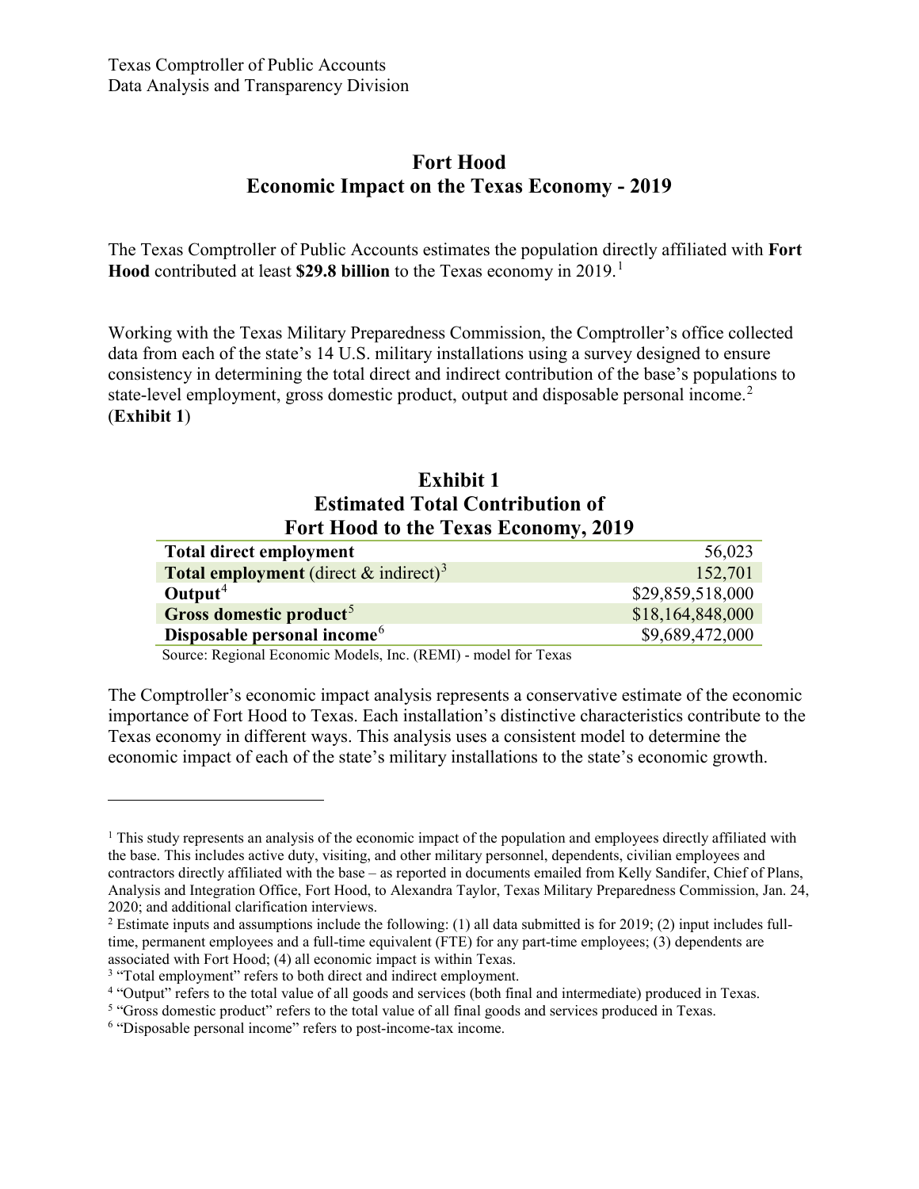Texas Comptroller of Public Accounts
Data Analysis and Transparency Division

# Fort Hood
# Economic Impact on the Texas Economy - 2019

The Texas Comptroller of Public Accounts estimates the population directly affiliated with **Fort Hood** contributed at least **$29.8 billion** to the Texas economy in 2019.[1]

Working with the Texas Military Preparedness Commission, the Comptroller's office collected data from each of the state's 14 U.S. military installations using a survey designed to ensure consistency in determining the total direct and indirect contribution of the base's populations to state-level employment, gross domestic product, output and disposable personal income.[2] (**Exhibit 1**)

## Exhibit 1
## Estimated Total Contribution of Fort Hood to the Texas Economy, 2019

| | |
|---|---:|
| **Total direct employment** | 56,023 |
| **Total employment** (direct & indirect)[3] | 152,701 |
| **Output**[4] | $29,859,518,000 |
| **Gross domestic product**[5] | $18,164,848,000 |
| **Disposable personal income**[6] | $9,689,472,000 |

Source: Regional Economic Models, Inc. (REMI) - model for Texas

The Comptroller's economic impact analysis represents a conservative estimate of the economic importance of Fort Hood to Texas. Each installation's distinctive characteristics contribute to the Texas economy in different ways. This analysis uses a consistent model to determine the economic impact of each of the state's military installations to the state's economic growth.

---

[1] This study represents an analysis of the economic impact of the population and employees directly affiliated with the base. This includes active duty, visiting, and other military personnel, dependents, civilian employees and contractors directly affiliated with the base – as reported in documents emailed from Kelly Sandifer, Chief of Plans, Analysis and Integration Office, Fort Hood, to Alexandra Taylor, Texas Military Preparedness Commission, Jan. 24, 2020; and additional clarification interviews.

[2] Estimate inputs and assumptions include the following: (1) all data submitted is for 2019; (2) input includes full-time, permanent employees and a full-time equivalent (FTE) for any part-time employees; (3) dependents are associated with Fort Hood; (4) all economic impact is within Texas.

[3] "Total employment" refers to both direct and indirect employment.

[4] "Output" refers to the total value of all goods and services (both final and intermediate) produced in Texas.

[5] "Gross domestic product" refers to the total value of all final goods and services produced in Texas.

[6] "Disposable personal income" refers to post-income-tax income.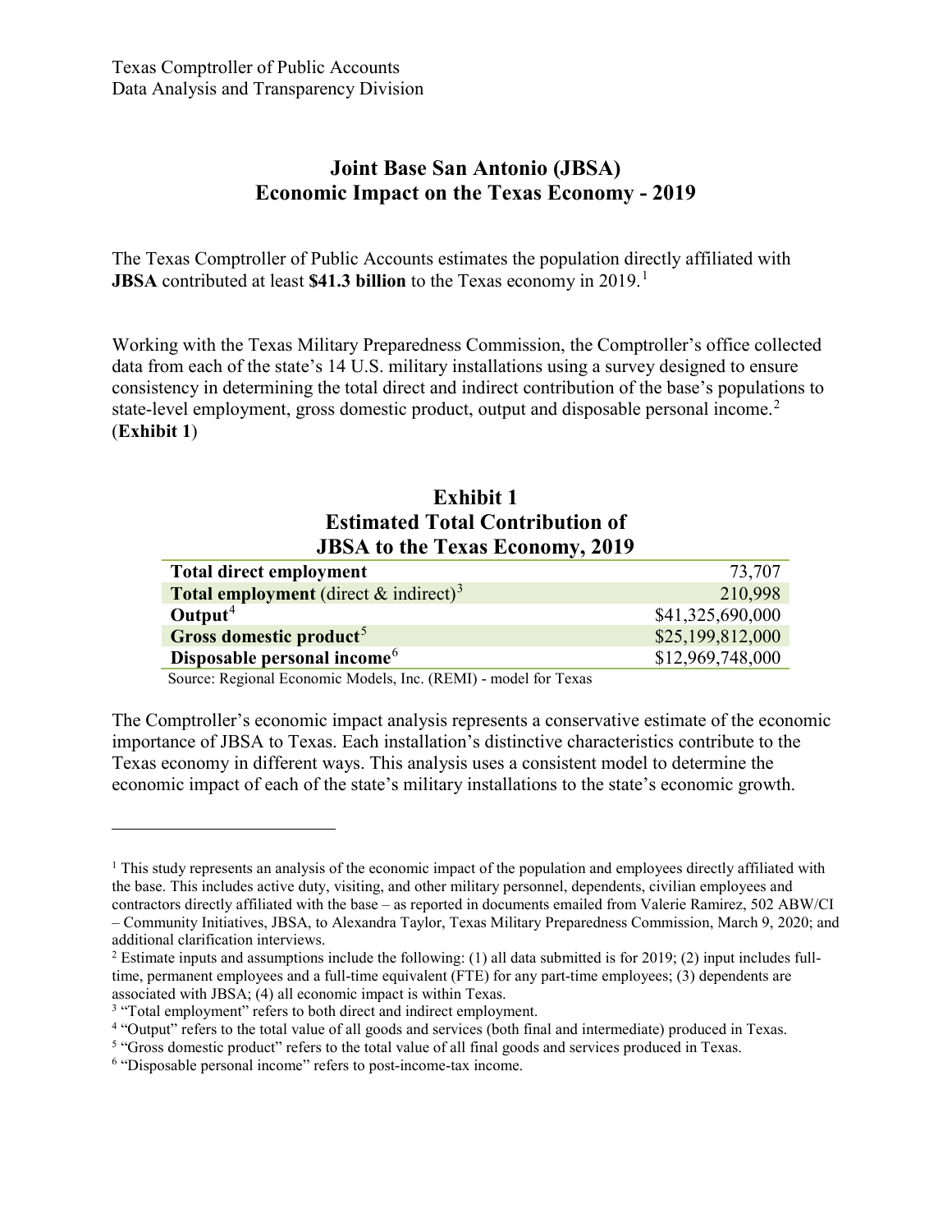Texas Comptroller of Public Accounts
Data Analysis and Transparency Division

# Joint Base San Antonio (JBSA) Economic Impact on the Texas Economy - 2019

The Texas Comptroller of Public Accounts estimates the population directly affiliated with **JBSA** contributed at least **$41.3 billion** to the Texas economy in 2019.[1]

Working with the Texas Military Preparedness Commission, the Comptroller's office collected data from each of the state's 14 U.S. military installations using a survey designed to ensure consistency in determining the total direct and indirect contribution of the base's populations to state-level employment, gross domestic product, output and disposable personal income.[2] (**Exhibit 1**)

## Exhibit 1
## Estimated Total Contribution of JBSA to the Texas Economy, 2019

| | |
|---|---:|
| **Total direct employment** | 73,707 |
| **Total employment** (direct & indirect)[3] | 210,998 |
| **Output**[4] | $41,325,690,000 |
| **Gross domestic product**[5] | $25,199,812,000 |
| **Disposable personal income**[6] | $12,969,748,000 |

Source: Regional Economic Models, Inc. (REMI) - model for Texas

The Comptroller's economic impact analysis represents a conservative estimate of the economic importance of JBSA to Texas. Each installation's distinctive characteristics contribute to the Texas economy in different ways. This analysis uses a consistent model to determine the economic impact of each of the state's military installations to the state's economic growth.

---

[1] This study represents an analysis of the economic impact of the population and employees directly affiliated with the base. This includes active duty, visiting, and other military personnel, dependents, civilian employees and contractors directly affiliated with the base – as reported in documents emailed from Valerie Ramirez, 502 ABW/CI – Community Initiatives, JBSA, to Alexandra Taylor, Texas Military Preparedness Commission, March 9, 2020; and additional clarification interviews.

[2] Estimate inputs and assumptions include the following: (1) all data submitted is for 2019; (2) input includes full-time, permanent employees and a full-time equivalent (FTE) for any part-time employees; (3) dependents are associated with JBSA; (4) all economic impact is within Texas.

[3] "Total employment" refers to both direct and indirect employment.

[4] "Output" refers to the total value of all goods and services (both final and intermediate) produced in Texas.

[5] "Gross domestic product" refers to the total value of all final goods and services produced in Texas.

[6] "Disposable personal income" refers to post-income-tax income.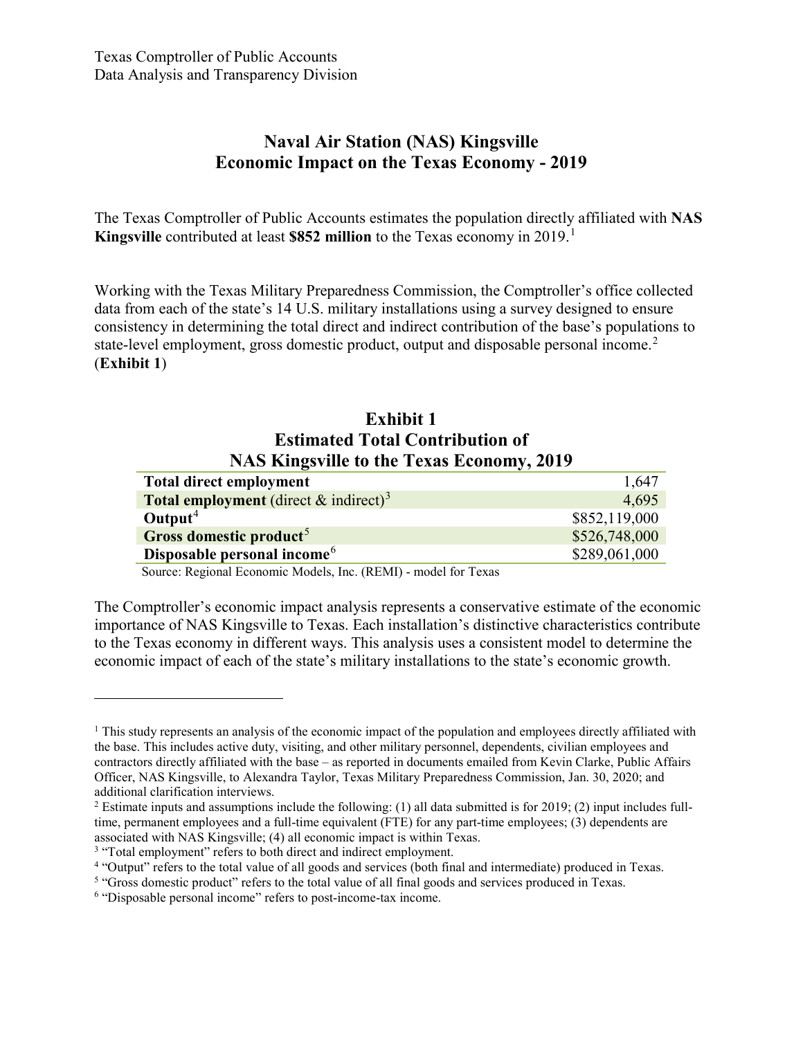Texas Comptroller of Public Accounts
Data Analysis and Transparency Division

# Naval Air Station (NAS) Kingsville Economic Impact on the Texas Economy - 2019

The Texas Comptroller of Public Accounts estimates the population directly affiliated with **NAS Kingsville** contributed at least **$852 million** to the Texas economy in 2019.[1]

Working with the Texas Military Preparedness Commission, the Comptroller's office collected data from each of the state's 14 U.S. military installations using a survey designed to ensure consistency in determining the total direct and indirect contribution of the base's populations to state-level employment, gross domestic product, output and disposable personal income.[2] (**Exhibit 1**)

## Exhibit 1
## Estimated Total Contribution of NAS Kingsville to the Texas Economy, 2019

| | |
|---|---|
| **Total direct employment** | 1,647 |
| **Total employment** (direct & indirect)[3] | 4,695 |
| **Output**[4] | $852,119,000 |
| **Gross domestic product**[5] | $526,748,000 |
| **Disposable personal income**[6] | $289,061,000 |

Source: Regional Economic Models, Inc. (REMI) - model for Texas

The Comptroller's economic impact analysis represents a conservative estimate of the economic importance of NAS Kingsville to Texas. Each installation's distinctive characteristics contribute to the Texas economy in different ways. This analysis uses a consistent model to determine the economic impact of each of the state's military installations to the state's economic growth.

---

[1] This study represents an analysis of the economic impact of the population and employees directly affiliated with the base. This includes active duty, visiting, and other military personnel, dependents, civilian employees and contractors directly affiliated with the base – as reported in documents emailed from Kevin Clarke, Public Affairs Officer, NAS Kingsville, to Alexandra Taylor, Texas Military Preparedness Commission, Jan. 30, 2020; and additional clarification interviews.

[2] Estimate inputs and assumptions include the following: (1) all data submitted is for 2019; (2) input includes full-time, permanent employees and a full-time equivalent (FTE) for any part-time employees; (3) dependents are associated with NAS Kingsville; (4) all economic impact is within Texas.

[3] "Total employment" refers to both direct and indirect employment.

[4] "Output" refers to the total value of all goods and services (both final and intermediate) produced in Texas.

[5] "Gross domestic product" refers to the total value of all final goods and services produced in Texas.

[6] "Disposable personal income" refers to post-income-tax income.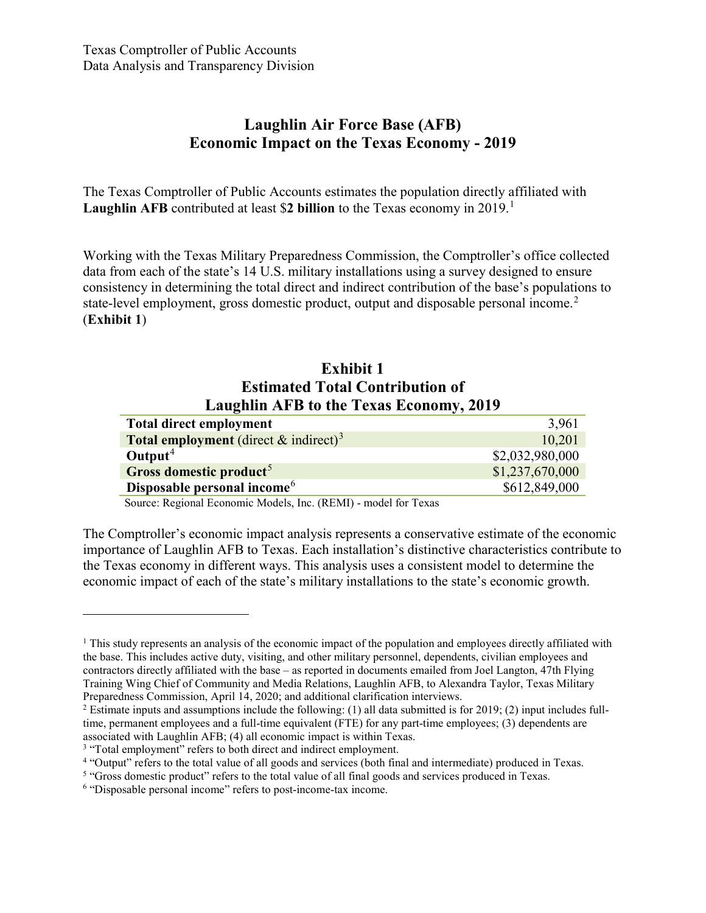Texas Comptroller of Public Accounts
Data Analysis and Transparency Division

# Laughlin Air Force Base (AFB) Economic Impact on the Texas Economy - 2019

The Texas Comptroller of Public Accounts estimates the population directly affiliated with **Laughlin AFB** contributed at least $**2 billion** to the Texas economy in 2019.[1]

Working with the Texas Military Preparedness Commission, the Comptroller's office collected data from each of the state's 14 U.S. military installations using a survey designed to ensure consistency in determining the total direct and indirect contribution of the base's populations to state-level employment, gross domestic product, output and disposable personal income.[2] (**Exhibit 1**)

## Exhibit 1
## Estimated Total Contribution of Laughlin AFB to the Texas Economy, 2019

| | |
|---|---:|
| **Total direct employment** | 3,961 |
| **Total employment** (direct & indirect)[3] | 10,201 |
| **Output**[4] | $2,032,980,000 |
| **Gross domestic product**[5] | $1,237,670,000 |
| **Disposable personal income**[6] | $612,849,000 |

Source: Regional Economic Models, Inc. (REMI) - model for Texas

The Comptroller's economic impact analysis represents a conservative estimate of the economic importance of Laughlin AFB to Texas. Each installation's distinctive characteristics contribute to the Texas economy in different ways. This analysis uses a consistent model to determine the economic impact of each of the state's military installations to the state's economic growth.

---

[1] This study represents an analysis of the economic impact of the population and employees directly affiliated with the base. This includes active duty, visiting, and other military personnel, dependents, civilian employees and contractors directly affiliated with the base – as reported in documents emailed from Joel Langton, 47th Flying Training Wing Chief of Community and Media Relations, Laughlin AFB, to Alexandra Taylor, Texas Military Preparedness Commission, April 14, 2020; and additional clarification interviews.

[2] Estimate inputs and assumptions include the following: (1) all data submitted is for 2019; (2) input includes full-time, permanent employees and a full-time equivalent (FTE) for any part-time employees; (3) dependents are associated with Laughlin AFB; (4) all economic impact is within Texas.

[3] "Total employment" refers to both direct and indirect employment.

[4] "Output" refers to the total value of all goods and services (both final and intermediate) produced in Texas.

[5] "Gross domestic product" refers to the total value of all final goods and services produced in Texas.

[6] "Disposable personal income" refers to post-income-tax income.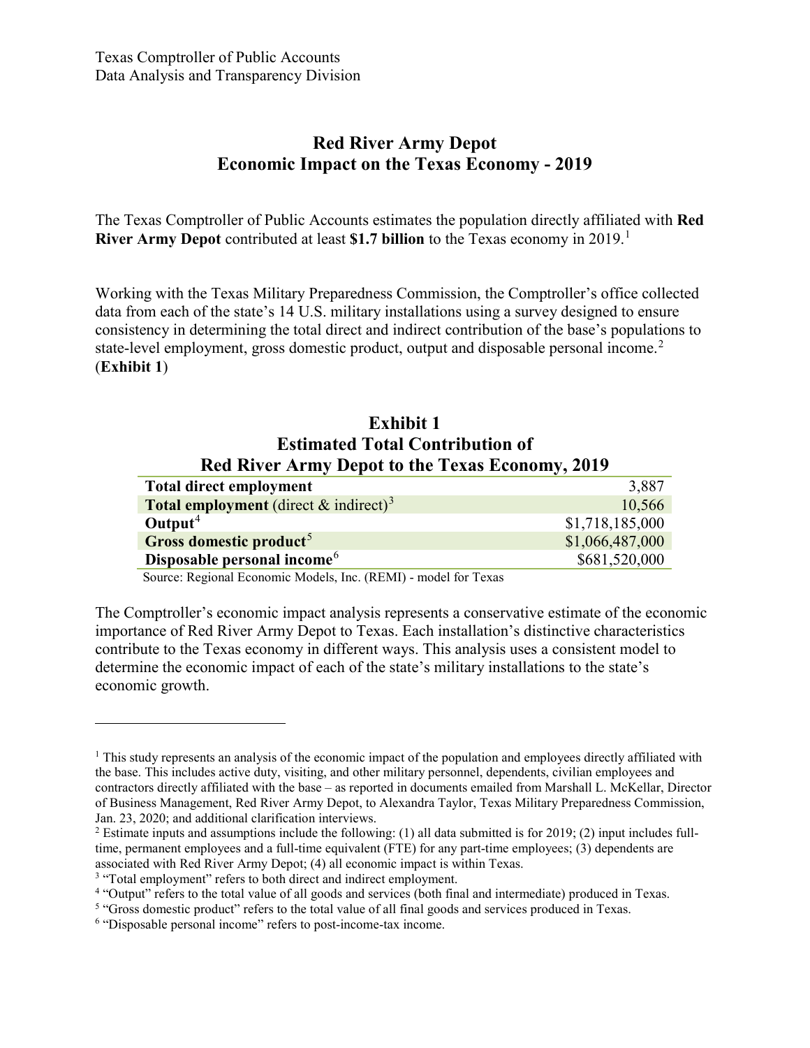Texas Comptroller of Public Accounts
Data Analysis and Transparency Division

# Red River Army Depot
## Economic Impact on the Texas Economy - 2019

The Texas Comptroller of Public Accounts estimates the population directly affiliated with **Red River Army Depot** contributed at least **$1.7 billion** to the Texas economy in 2019.[1]

Working with the Texas Military Preparedness Commission, the Comptroller's office collected data from each of the state's 14 U.S. military installations using a survey designed to ensure consistency in determining the total direct and indirect contribution of the base's populations to state-level employment, gross domestic product, output and disposable personal income.[2] (**Exhibit 1**)

### Exhibit 1
### Estimated Total Contribution of Red River Army Depot to the Texas Economy, 2019

| | |
|---|---|
| **Total direct employment** | 3,887 |
| **Total employment** (direct & indirect)[3] | 10,566 |
| **Output**[4] | $1,718,185,000 |
| **Gross domestic product**[5] | $1,066,487,000 |
| **Disposable personal income**[6] | $681,520,000 |

Source: Regional Economic Models, Inc. (REMI) - model for Texas

The Comptroller's economic impact analysis represents a conservative estimate of the economic importance of Red River Army Depot to Texas. Each installation's distinctive characteristics contribute to the Texas economy in different ways. This analysis uses a consistent model to determine the economic impact of each of the state's military installations to the state's economic growth.

---

[1] This study represents an analysis of the economic impact of the population and employees directly affiliated with the base. This includes active duty, visiting, and other military personnel, dependents, civilian employees and contractors directly affiliated with the base – as reported in documents emailed from Marshall L. McKellar, Director of Business Management, Red River Army Depot, to Alexandra Taylor, Texas Military Preparedness Commission, Jan. 23, 2020; and additional clarification interviews.

[2] Estimate inputs and assumptions include the following: (1) all data submitted is for 2019; (2) input includes full-time, permanent employees and a full-time equivalent (FTE) for any part-time employees; (3) dependents are associated with Red River Army Depot; (4) all economic impact is within Texas.

[3] "Total employment" refers to both direct and indirect employment.

[4] "Output" refers to the total value of all goods and services (both final and intermediate) produced in Texas.

[5] "Gross domestic product" refers to the total value of all final goods and services produced in Texas.

[6] "Disposable personal income" refers to post-income-tax income.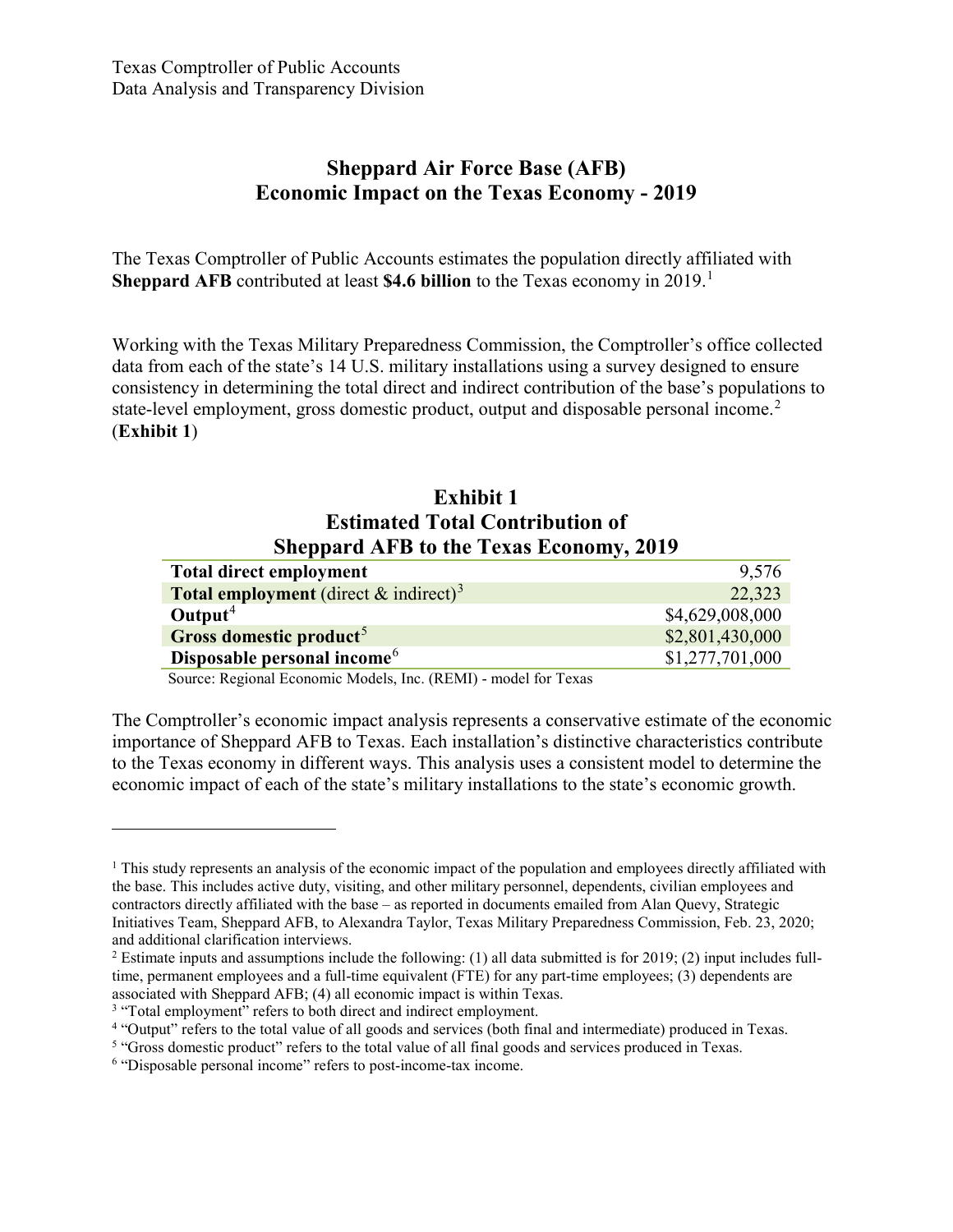Texas Comptroller of Public Accounts
Data Analysis and Transparency Division

# Sheppard Air Force Base (AFB) Economic Impact on the Texas Economy - 2019

The Texas Comptroller of Public Accounts estimates the population directly affiliated with **Sheppard AFB** contributed at least **$4.6 billion** to the Texas economy in 2019.[1]

Working with the Texas Military Preparedness Commission, the Comptroller's office collected data from each of the state's 14 U.S. military installations using a survey designed to ensure consistency in determining the total direct and indirect contribution of the base's populations to state-level employment, gross domestic product, output and disposable personal income.[2] (**Exhibit 1**)

## Exhibit 1
## Estimated Total Contribution of Sheppard AFB to the Texas Economy, 2019

| | |
|---|---:|
| **Total direct employment** | 9,576 |
| **Total employment** (direct & indirect)[3] | 22,323 |
| **Output**[4] | $4,629,008,000 |
| **Gross domestic product**[5] | $2,801,430,000 |
| **Disposable personal income**[6] | $1,277,701,000 |

Source: Regional Economic Models, Inc. (REMI) - model for Texas

The Comptroller's economic impact analysis represents a conservative estimate of the economic importance of Sheppard AFB to Texas. Each installation's distinctive characteristics contribute to the Texas economy in different ways. This analysis uses a consistent model to determine the economic impact of each of the state's military installations to the state's economic growth.

---

[1] This study represents an analysis of the economic impact of the population and employees directly affiliated with the base. This includes active duty, visiting, and other military personnel, dependents, civilian employees and contractors directly affiliated with the base – as reported in documents emailed from Alan Quevy, Strategic Initiatives Team, Sheppard AFB, to Alexandra Taylor, Texas Military Preparedness Commission, Feb. 23, 2020; and additional clarification interviews.

[2] Estimate inputs and assumptions include the following: (1) all data submitted is for 2019; (2) input includes full-time, permanent employees and a full-time equivalent (FTE) for any part-time employees; (3) dependents are associated with Sheppard AFB; (4) all economic impact is within Texas.

[3] "Total employment" refers to both direct and indirect employment.

[4] "Output" refers to the total value of all goods and services (both final and intermediate) produced in Texas.

[5] "Gross domestic product" refers to the total value of all final goods and services produced in Texas.

[6] "Disposable personal income" refers to post-income-tax income.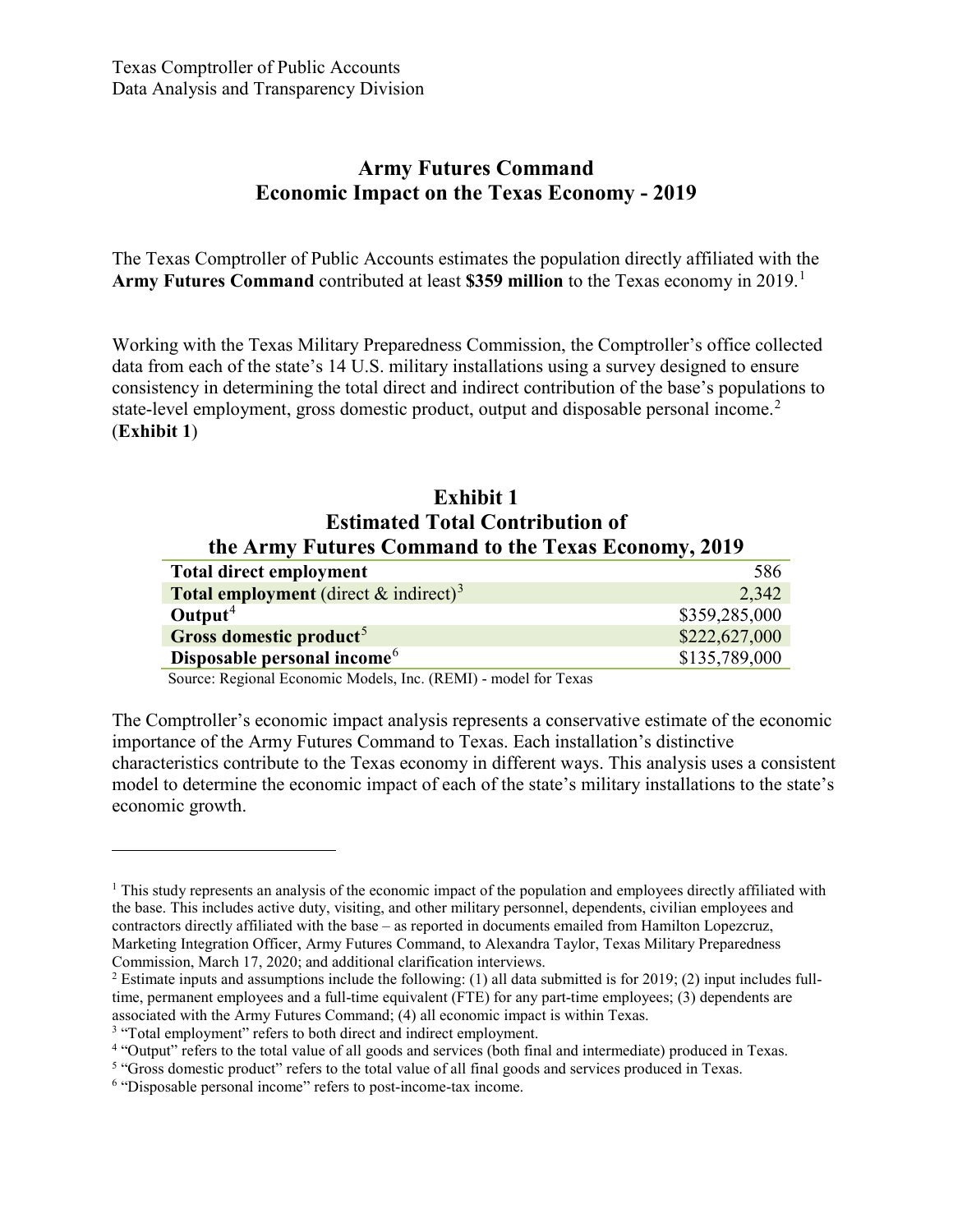Texas Comptroller of Public Accounts
Data Analysis and Transparency Division

# Army Futures Command Economic Impact on the Texas Economy - 2019

The Texas Comptroller of Public Accounts estimates the population directly affiliated with the **Army Futures Command** contributed at least **$359 million** to the Texas economy in 2019.[1]

Working with the Texas Military Preparedness Commission, the Comptroller's office collected data from each of the state's 14 U.S. military installations using a survey designed to ensure consistency in determining the total direct and indirect contribution of the base's populations to state-level employment, gross domestic product, output and disposable personal income.[2] (**Exhibit 1**)

## Exhibit 1 Estimated Total Contribution of the Army Futures Command to the Texas Economy, 2019

| | |
|---|---|
| **Total direct employment** | 586 |
| **Total employment** (direct & indirect)[3] | 2,342 |
| **Output**[4] | $359,285,000 |
| **Gross domestic product**[5] | $222,627,000 |
| **Disposable personal income**[6] | $135,789,000 |

Source: Regional Economic Models, Inc. (REMI) - model for Texas

The Comptroller's economic impact analysis represents a conservative estimate of the economic importance of the Army Futures Command to Texas. Each installation's distinctive characteristics contribute to the Texas economy in different ways. This analysis uses a consistent model to determine the economic impact of each of the state's military installations to the state's economic growth.

---

[1] This study represents an analysis of the economic impact of the population and employees directly affiliated with the base. This includes active duty, visiting, and other military personnel, dependents, civilian employees and contractors directly affiliated with the base – as reported in documents emailed from Hamilton Lopezcruz, Marketing Integration Officer, Army Futures Command, to Alexandra Taylor, Texas Military Preparedness Commission, March 17, 2020; and additional clarification interviews.

[2] Estimate inputs and assumptions include the following: (1) all data submitted is for 2019; (2) input includes full-time, permanent employees and a full-time equivalent (FTE) for any part-time employees; (3) dependents are associated with the Army Futures Command; (4) all economic impact is within Texas.

[3] "Total employment" refers to both direct and indirect employment.

[4] "Output" refers to the total value of all goods and services (both final and intermediate) produced in Texas.

[5] "Gross domestic product" refers to the total value of all final goods and services produced in Texas.

[6] "Disposable personal income" refers to post-income-tax income.